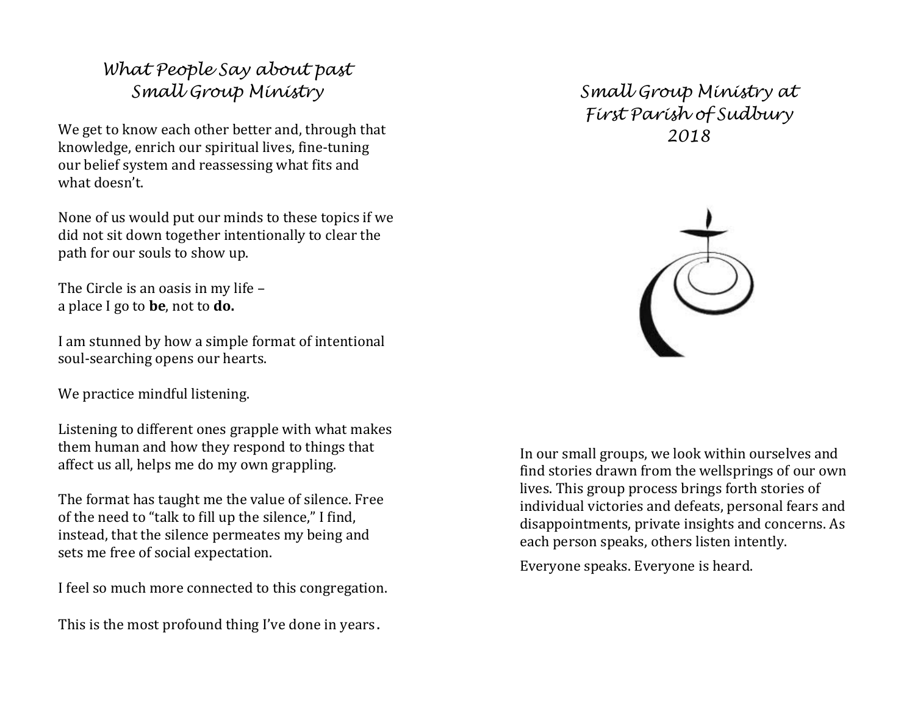## *What People Say about past Small Group Ministry*

We get to know each other better and, through that knowledge, enrich our spiritual lives, fine-tuning our belief system and reassessing what fits and what doesn't.

None of us would put our minds to these topics if we did not sit down together intentionally to clear the path for our souls to show up.

The Circle is an oasis in my life –
a place I go to **be**, not to **do.**

I am stunned by how a simple format of intentional soul-searching opens our hearts.

We practice mindful listening.

Listening to different ones grapple with what makes them human and how they respond to things that affect us all, helps me do my own grappling.

The format has taught me the value of silence. Free of the need to "talk to fill up the silence," I find, instead, that the silence permeates my being and sets me free of social expectation.

I feel so much more connected to this congregation.

This is the most profound thing I've done in years.

# *Small Group Ministry at First Parish of Sudbury 2018*

In our small groups, we look within ourselves and find stories drawn from the wellsprings of our own lives. This group process brings forth stories of individual victories and defeats, personal fears and disappointments, private insights and concerns. As each person speaks, others listen intently.

Everyone speaks. Everyone is heard.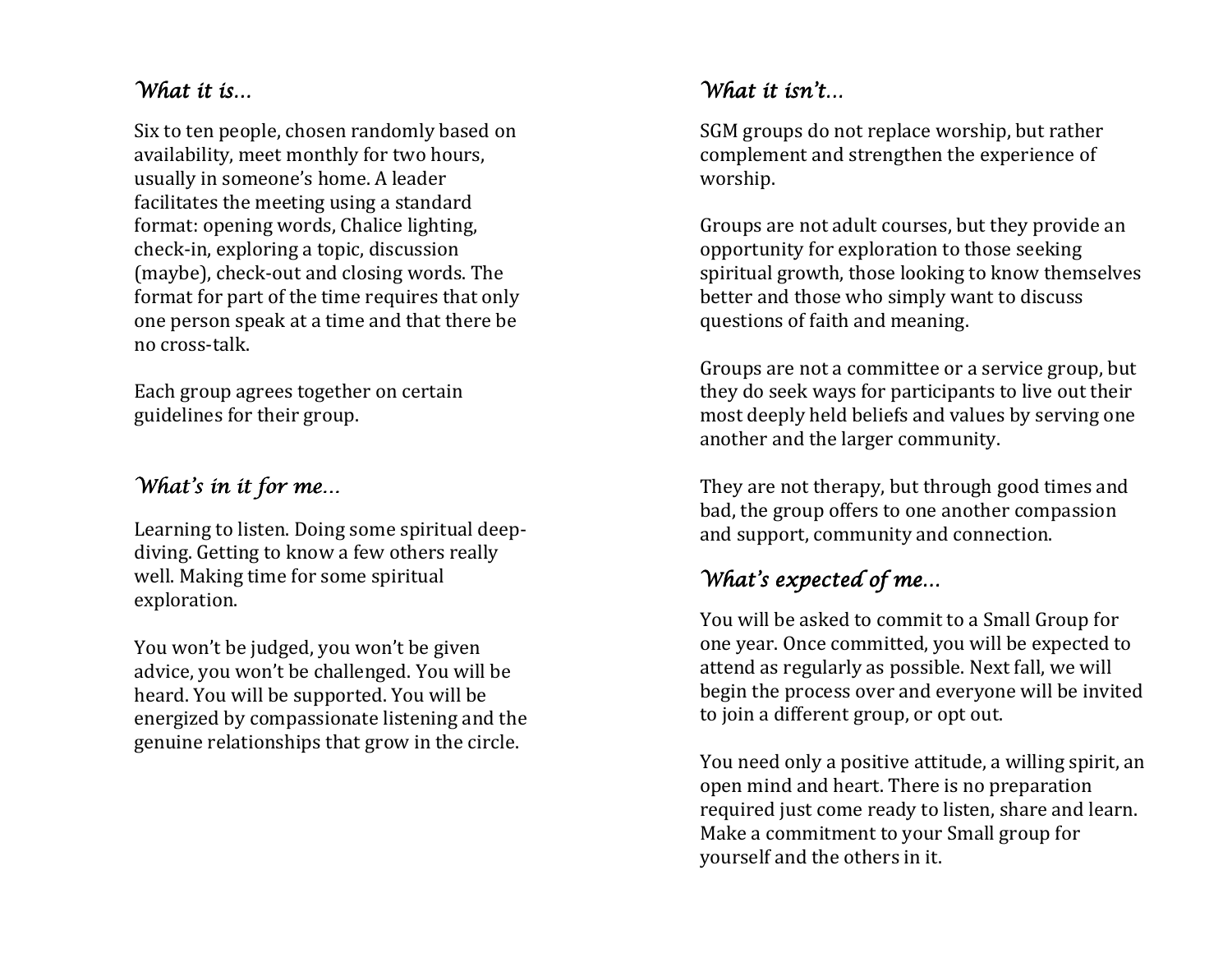## *What it is…*

Six to ten people, chosen randomly based on availability, meet monthly for two hours, usually in someone's home. A leader facilitates the meeting using a standard format: opening words, Chalice lighting, check-in, exploring a topic, discussion (maybe), check-out and closing words. The format for part of the time requires that only one person speak at a time and that there be no cross-talk.

Each group agrees together on certain guidelines for their group.

## *What's in it for me…*

Learning to listen. Doing some spiritual deep-diving. Getting to know a few others really well. Making time for some spiritual exploration.

You won't be judged, you won't be given advice, you won't be challenged. You will be heard. You will be supported. You will be energized by compassionate listening and the genuine relationships that grow in the circle.

## *What it isn't…*

SGM groups do not replace worship, but rather complement and strengthen the experience of worship.

Groups are not adult courses, but they provide an opportunity for exploration to those seeking spiritual growth, those looking to know themselves better and those who simply want to discuss questions of faith and meaning.

Groups are not a committee or a service group, but they do seek ways for participants to live out their most deeply held beliefs and values by serving one another and the larger community.

They are not therapy, but through good times and bad, the group offers to one another compassion and support, community and connection.

## *What's expected of me…*

You will be asked to commit to a Small Group for one year. Once committed, you will be expected to attend as regularly as possible. Next fall, we will begin the process over and everyone will be invited to join a different group, or opt out.

You need only a positive attitude, a willing spirit, an open mind and heart. There is no preparation required just come ready to listen, share and learn. Make a commitment to your Small group for yourself and the others in it.